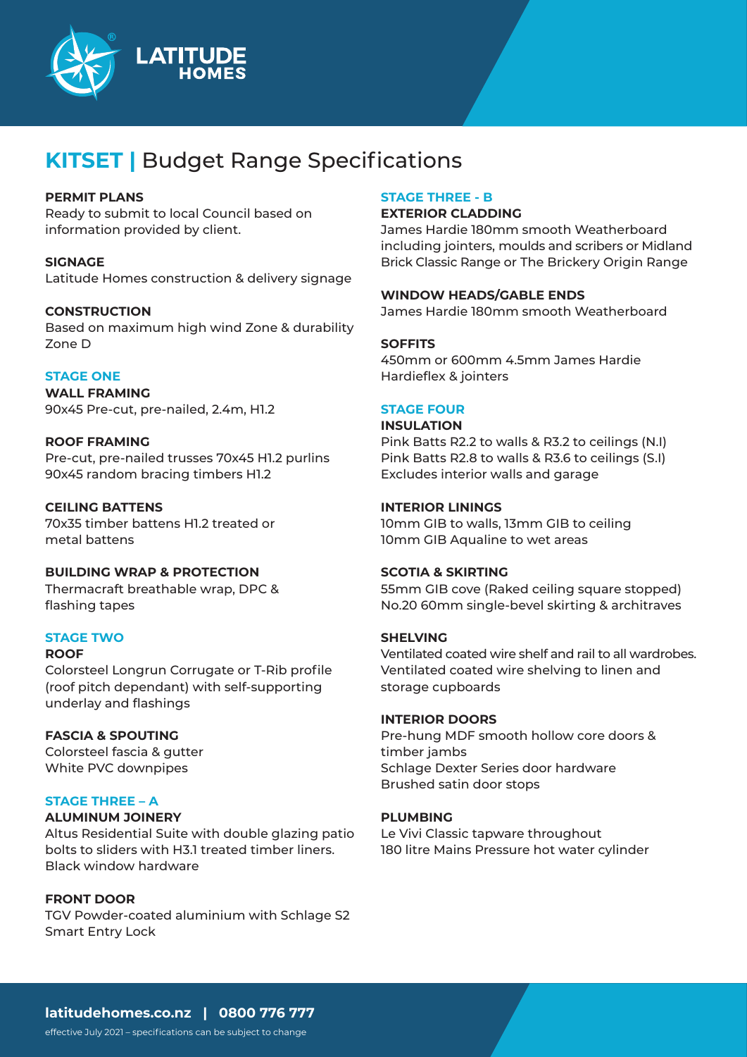# KITSET | Budget Range Specifications

**PERMIT PLANS**
Ready to submit to local Council based on information provided by client.

**SIGNAGE**
Latitude Homes construction & delivery signage

**CONSTRUCTION**
Based on maximum high wind Zone & durability Zone D

## STAGE ONE

**WALL FRAMING**
90x45 Pre-cut, pre-nailed, 2.4m, H1.2

**ROOF FRAMING**
Pre-cut, pre-nailed trusses 70x45 H1.2 purlins
90x45 random bracing timbers H1.2

**CEILING BATTENS**
70x35 timber battens H1.2 treated or metal battens

**BUILDING WRAP & PROTECTION**
Thermacraft breathable wrap, DPC & flashing tapes

## STAGE TWO

**ROOF**
Colorsteel Longrun Corrugate or T-Rib profile (roof pitch dependant) with self-supporting underlay and flashings

**FASCIA & SPOUTING**
Colorsteel fascia & gutter
White PVC downpipes

## STAGE THREE – A

**ALUMINUM JOINERY**
Altus Residential Suite with double glazing patio bolts to sliders with H3.1 treated timber liners.
Black window hardware

**FRONT DOOR**
TGV Powder-coated aluminium with Schlage S2 Smart Entry Lock

## STAGE THREE - B

**EXTERIOR CLADDING**
James Hardie 180mm smooth Weatherboard including jointers, moulds and scribers or Midland Brick Classic Range or The Brickery Origin Range

**WINDOW HEADS/GABLE ENDS**
James Hardie 180mm smooth Weatherboard

**SOFFITS**
450mm or 600mm 4.5mm James Hardie Hardieflex & jointers

## STAGE FOUR

**INSULATION**
Pink Batts R2.2 to walls & R3.2 to ceilings (N.I)
Pink Batts R2.8 to walls & R3.6 to ceilings (S.I)
Excludes interior walls and garage

**INTERIOR LININGS**
10mm GIB to walls, 13mm GIB to ceiling
10mm GIB Aqualine to wet areas

**SCOTIA & SKIRTING**
55mm GIB cove (Raked ceiling square stopped)
No.20 60mm single-bevel skirting & architraves

**SHELVING**
Ventilated coated wire shelf and rail to all wardrobes.
Ventilated coated wire shelving to linen and storage cupboards

**INTERIOR DOORS**
Pre-hung MDF smooth hollow core doors & timber jambs
Schlage Dexter Series door hardware
Brushed satin door stops

**PLUMBING**
Le Vivi Classic tapware throughout
180 litre Mains Pressure hot water cylinder

**latitudehomes.co.nz | 0800 776 777**

effective July 2021 – specifications can be subject to change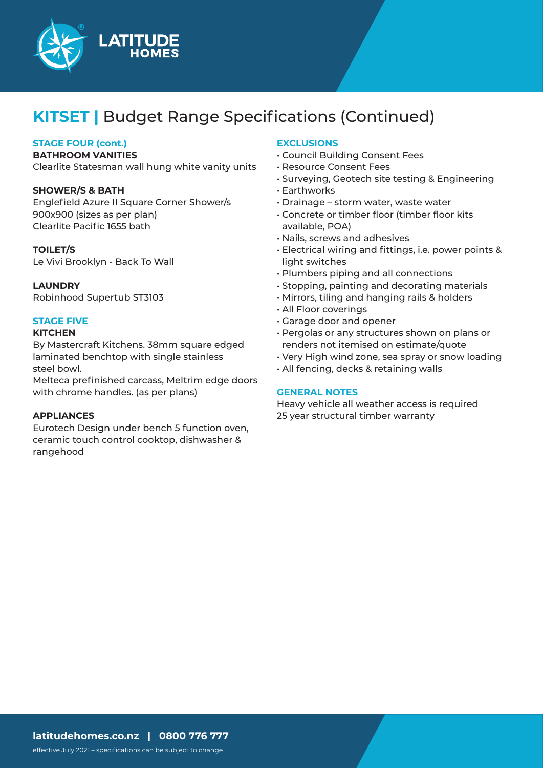# KITSET | Budget Range Specifications (Continued)

## STAGE FOUR (cont.)

**BATHROOM VANITIES**

Clearlite Statesman wall hung white vanity units

**SHOWER/S & BATH**

Englefield Azure II Square Corner Shower/s 900x900 (sizes as per plan)
Clearlite Pacific 1655 bath

**TOILET/S**

Le Vivi Brooklyn - Back To Wall

**LAUNDRY**

Robinhood Supertub ST3103

## STAGE FIVE

**KITCHEN**

By Mastercraft Kitchens. 38mm square edged laminated benchtop with single stainless steel bowl.
Melteca prefinished carcass, Meltrim edge doors with chrome handles. (as per plans)

**APPLIANCES**

Eurotech Design under bench 5 function oven, ceramic touch control cooktop, dishwasher & rangehood

## EXCLUSIONS

- Council Building Consent Fees
- Resource Consent Fees
- Surveying, Geotech site testing & Engineering
- Earthworks
- Drainage – storm water, waste water
- Concrete or timber floor (timber floor kits available, POA)
- Nails, screws and adhesives
- Electrical wiring and fittings, i.e. power points & light switches
- Plumbers piping and all connections
- Stopping, painting and decorating materials
- Mirrors, tiling and hanging rails & holders
- All Floor coverings
- Garage door and opener
- Pergolas or any structures shown on plans or renders not itemised on estimate/quote
- Very High wind zone, sea spray or snow loading
- All fencing, decks & retaining walls

## GENERAL NOTES

Heavy vehicle all weather access is required
25 year structural timber warranty

**latitudehomes.co.nz | 0800 776 777**

effective July 2021 – specifications can be subject to change